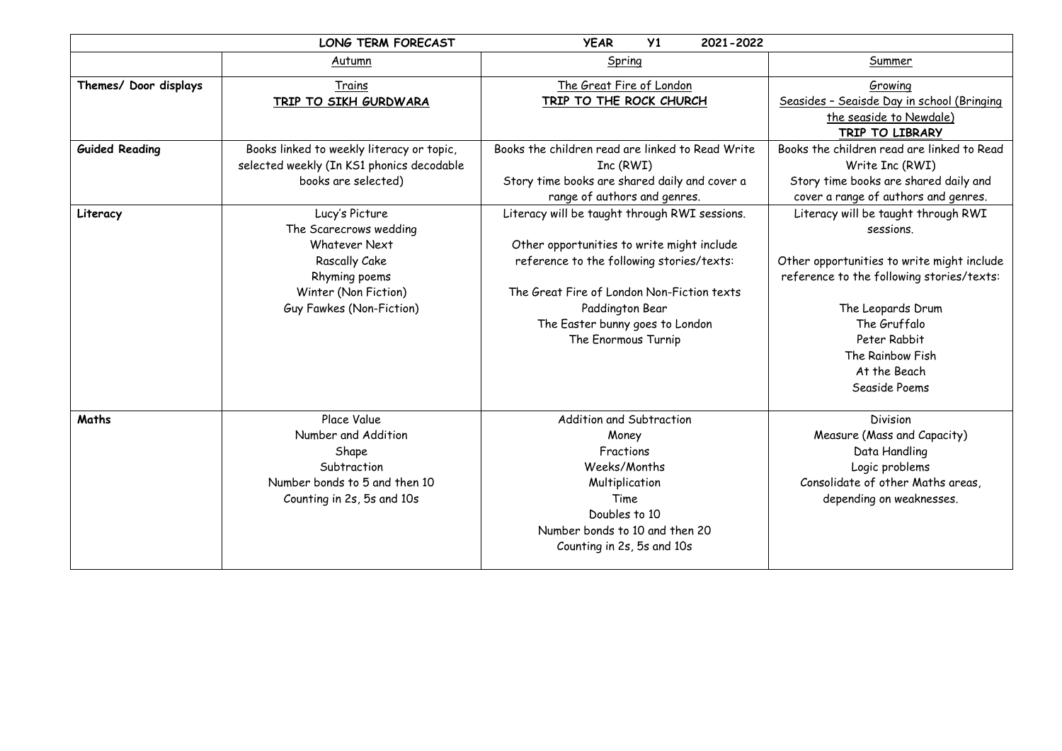| LONG TERM FORECAST | YEAR Y1 2021-2022 | | |
|---|---|---|---|
| | Autumn | Spring | Summer |
| **Themes/ Door displays** | Trains<br>**TRIP TO SIKH GURDWARA** | The Great Fire of London<br>**TRIP TO THE ROCK CHURCH** | Growing<br>Seasides – Seaisde Day in school (Bringing the seaside to Newdale)<br>**TRIP TO LIBRARY** |
| **Guided Reading** | Books linked to weekly literacy or topic, selected weekly (In KS1 phonics decodable books are selected) | Books the children read are linked to Read Write Inc (RWI)<br>Story time books are shared daily and cover a range of authors and genres. | Books the children read are linked to Read Write Inc (RWI)<br>Story time books are shared daily and cover a range of authors and genres. |
| **Literacy** | Lucy's Picture<br>The Scarecrows wedding<br>Whatever Next<br>Rascally Cake<br>Rhyming poems<br>Winter (Non Fiction)<br>Guy Fawkes (Non-Fiction) | Literacy will be taught through RWI sessions.<br><br>Other opportunities to write might include reference to the following stories/texts:<br><br>The Great Fire of London Non-Fiction texts<br>Paddington Bear<br>The Easter bunny goes to London<br>The Enormous Turnip | Literacy will be taught through RWI sessions.<br><br>Other opportunities to write might include reference to the following stories/texts:<br><br>The Leopards Drum<br>The Gruffalo<br>Peter Rabbit<br>The Rainbow Fish<br>At the Beach<br>Seaside Poems |
| **Maths** | Place Value<br>Number and Addition<br>Shape<br>Subtraction<br>Number bonds to 5 and then 10<br>Counting in 2s, 5s and 10s | Addition and Subtraction<br>Money<br>Fractions<br>Weeks/Months<br>Multiplication<br>Time<br>Doubles to 10<br>Number bonds to 10 and then 20<br>Counting in 2s, 5s and 10s | Division<br>Measure (Mass and Capacity)<br>Data Handling<br>Logic problems<br>Consolidate of other Maths areas, depending on weaknesses. |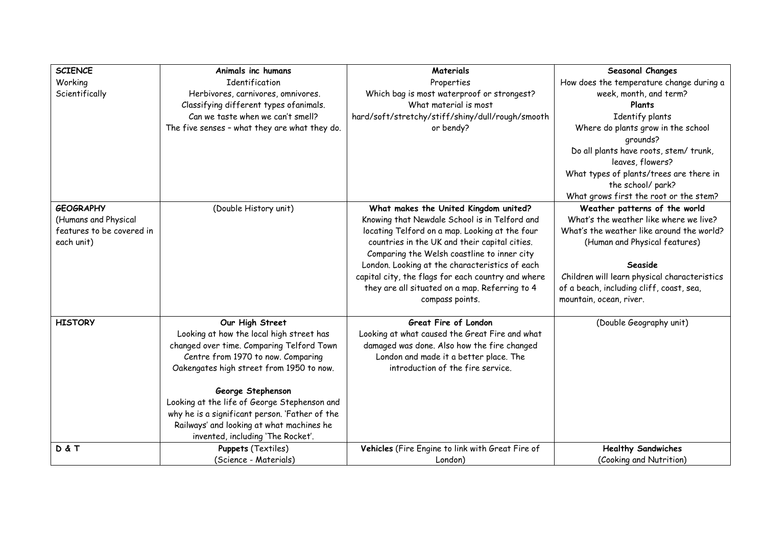| **SCIENCE**<br>Working Scientifically | **Animals inc humans**<br>Identification<br>Herbivores, carnivores, omnivores.<br>Classifying different types ofanimals.<br>Can we taste when we can't smell?<br>The five senses – what they are what they do. | **Materials**<br>Properties<br>Which bag is most waterproof or strongest?<br>What material is most hard/soft/stretchy/stiff/shiny/dull/rough/smooth or bendy? | **Seasonal Changes**<br>How does the temperature change during a week, month, and term?<br>**Plants**<br>Identify plants<br>Where do plants grow in the school grounds?<br>Do all plants have roots, stem/ trunk, leaves, flowers?<br>What types of plants/trees are there in the school/ park?<br>What grows first the root or the stem? |
|---|---|---|---|
| **GEOGRAPHY**<br>(Humans and Physical features to be covered in each unit) | (Double History unit) | **What makes the United Kingdom united?**<br>Knowing that Newdale School is in Telford and locating Telford on a map. Looking at the four countries in the UK and their capital cities. Comparing the Welsh coastline to inner city London. Looking at the characteristics of each capital city, the flags for each country and where they are all situated on a map. Referring to 4 compass points. | **Weather patterns of the world**<br>What's the weather like where we live?<br>What's the weather like around the world?<br>(Human and Physical features)<br><br>**Seaside**<br>Children will learn physical characteristics of a beach, including cliff, coast, sea, mountain, ocean, river. |
| **HISTORY** | **Our High Street**<br>Looking at how the local high street has changed over time. Comparing Telford Town Centre from 1970 to now. Comparing Oakengates high street from 1950 to now.<br><br>**George Stephenson**<br>Looking at the life of George Stephenson and why he is a significant person. 'Father of the Railways' and looking at what machines he invented, including 'The Rocket'. | **Great Fire of London**<br>Looking at what caused the Great Fire and what damaged was done. Also how the fire changed London and made it a better place. The introduction of the fire service. | (Double Geography unit) |
| **D & T** | **Puppets** (Textiles)<br>(Science - Materials) | **Vehicles** (Fire Engine to link with Great Fire of London) | **Healthy Sandwiches**<br>(Cooking and Nutrition) |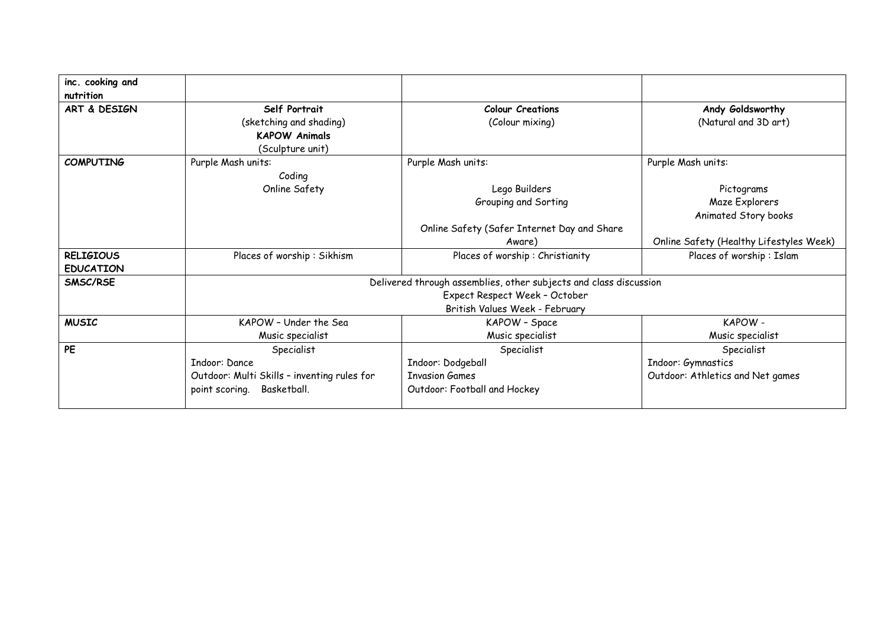| | | | |
|---|---|---|---|
| inc. cooking and nutrition | | | |
| **ART & DESIGN** | **Self Portrait**<br>(sketching and shading)<br>**KAPOW Animals**<br>(Sculpture unit) | **Colour Creations**<br>(Colour mixing) | **Andy Goldsworthy**<br>(Natural and 3D art) |
| **COMPUTING** | Purple Mash units:<br>Coding<br>Online Safety | Purple Mash units:<br>Lego Builders<br>Grouping and Sorting<br>Online Safety (Safer Internet Day and Share Aware) | Purple Mash units:<br>Pictograms<br>Maze Explorers<br>Animated Story books<br>Online Safety (Healthy Lifestyles Week) |
| **RELIGIOUS EDUCATION** | Places of worship : Sikhism | Places of worship : Christianity | Places of worship : Islam |
| **SMSC/RSE** | Delivered through assemblies, other subjects and class discussion<br>Expect Respect Week – October<br>British Values Week - February | | |
| **MUSIC** | KAPOW – Under the Sea<br>Music specialist | KAPOW – Space<br>Music specialist | KAPOW -<br>Music specialist |
| **PE** | Specialist<br>Indoor: Dance<br>Outdoor: Multi Skills – inventing rules for point scoring. Basketball. | Specialist<br>Indoor: Dodgeball<br>Invasion Games<br>Outdoor: Football and Hockey | Specialist<br>Indoor: Gymnastics<br>Outdoor: Athletics and Net games |